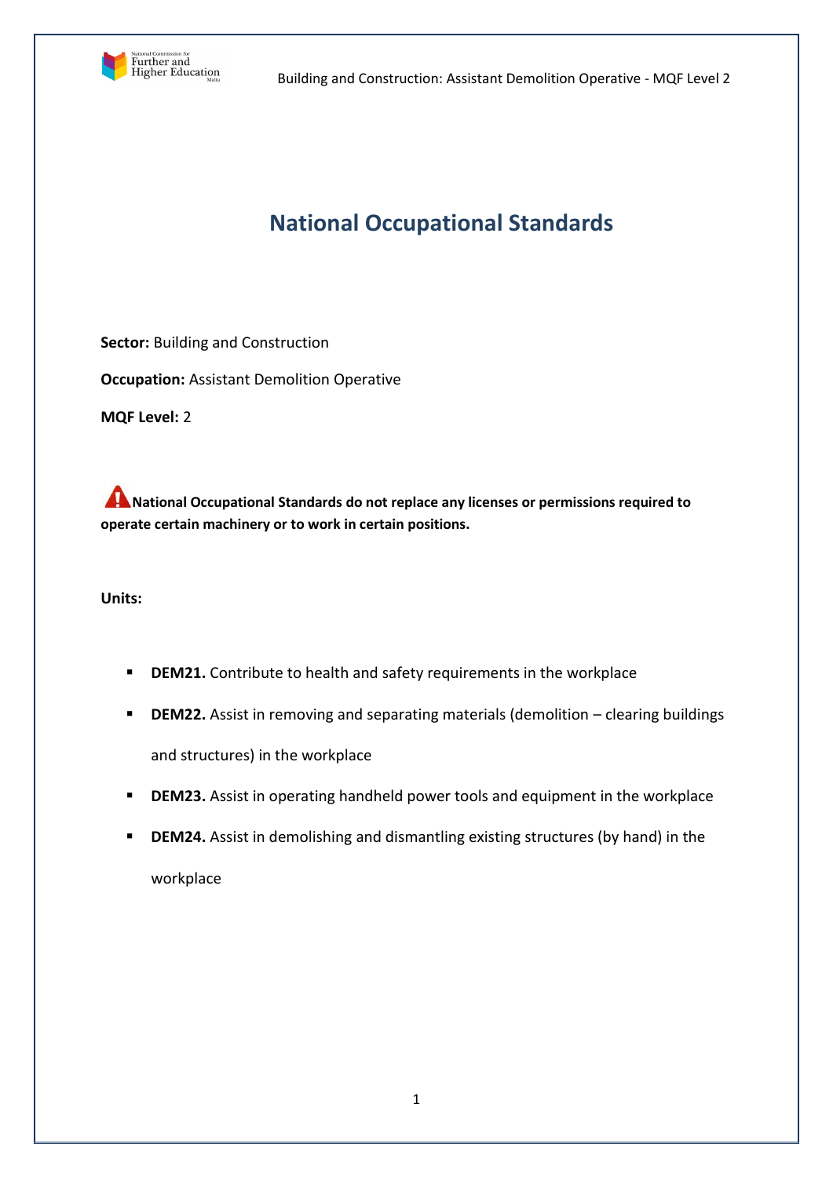# National Occupational Standards

**Sector:** Building and Construction

**Occupation:** Assistant Demolition Operative

**MQF Level:** 2

**National Occupational Standards do not replace any licenses or permissions required to operate certain machinery or to work in certain positions.**

**Units:**

- **DEM21.** Contribute to health and safety requirements in the workplace
- **DEM22.** Assist in removing and separating materials (demolition – clearing buildings and structures) in the workplace
- **DEM23.** Assist in operating handheld power tools and equipment in the workplace
- **DEM24.** Assist in demolishing and dismantling existing structures (by hand) in the workplace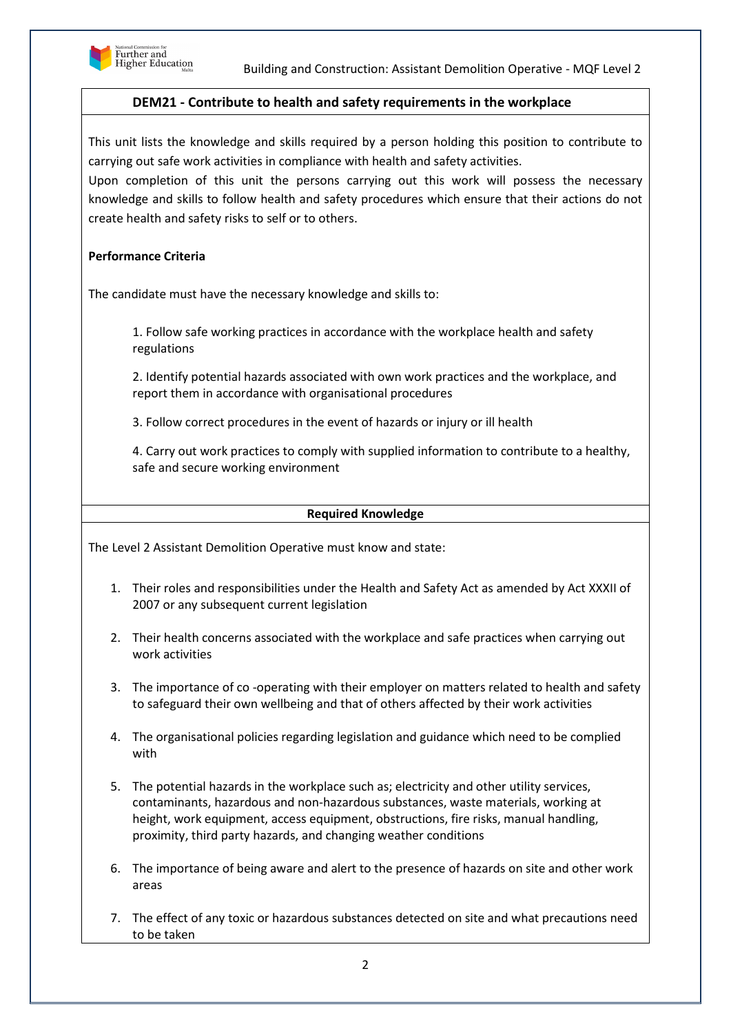## DEM21 - Contribute to health and safety requirements in the workplace

This unit lists the knowledge and skills required by a person holding this position to contribute to carrying out safe work activities in compliance with health and safety activities.

Upon completion of this unit the persons carrying out this work will possess the necessary knowledge and skills to follow health and safety procedures which ensure that their actions do not create health and safety risks to self or to others.

**Performance Criteria**

The candidate must have the necessary knowledge and skills to:

1. Follow safe working practices in accordance with the workplace health and safety regulations

2. Identify potential hazards associated with own work practices and the workplace, and report them in accordance with organisational procedures

3. Follow correct procedures in the event of hazards or injury or ill health

4. Carry out work practices to comply with supplied information to contribute to a healthy, safe and secure working environment

**Required Knowledge**

The Level 2 Assistant Demolition Operative must know and state:

1. Their roles and responsibilities under the Health and Safety Act as amended by Act XXXII of 2007 or any subsequent current legislation

2. Their health concerns associated with the workplace and safe practices when carrying out work activities

3. The importance of co -operating with their employer on matters related to health and safety to safeguard their own wellbeing and that of others affected by their work activities

4. The organisational policies regarding legislation and guidance which need to be complied with

5. The potential hazards in the workplace such as; electricity and other utility services, contaminants, hazardous and non-hazardous substances, waste materials, working at height, work equipment, access equipment, obstructions, fire risks, manual handling, proximity, third party hazards, and changing weather conditions

6. The importance of being aware and alert to the presence of hazards on site and other work areas

7. The effect of any toxic or hazardous substances detected on site and what precautions need to be taken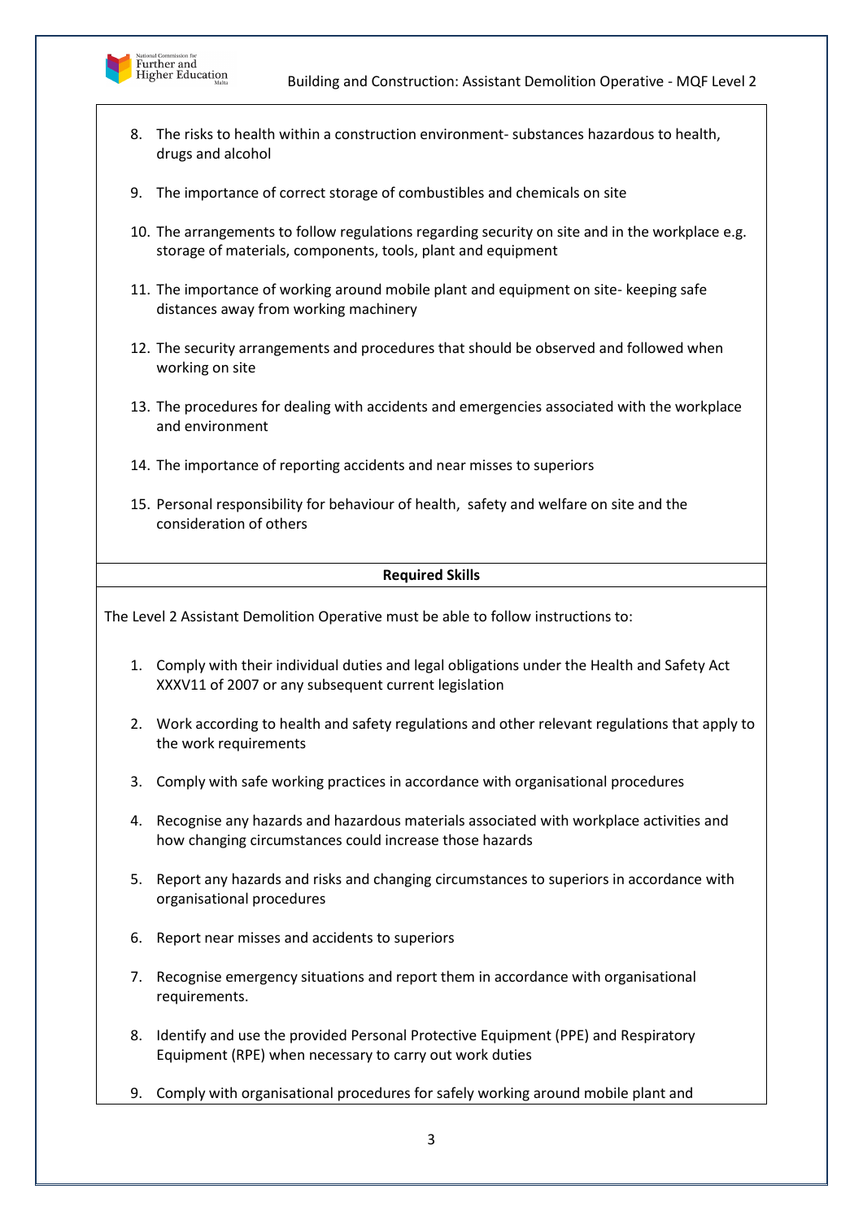8. The risks to health within a construction environment- substances hazardous to health, drugs and alcohol

9. The importance of correct storage of combustibles and chemicals on site

10. The arrangements to follow regulations regarding security on site and in the workplace e.g. storage of materials, components, tools, plant and equipment

11. The importance of working around mobile plant and equipment on site- keeping safe distances away from working machinery

12. The security arrangements and procedures that should be observed and followed when working on site

13. The procedures for dealing with accidents and emergencies associated with the workplace and environment

14. The importance of reporting accidents and near misses to superiors

15. Personal responsibility for behaviour of health, safety and welfare on site and the consideration of others

**Required Skills**

The Level 2 Assistant Demolition Operative must be able to follow instructions to:

1. Comply with their individual duties and legal obligations under the Health and Safety Act XXXV11 of 2007 or any subsequent current legislation

2. Work according to health and safety regulations and other relevant regulations that apply to the work requirements

3. Comply with safe working practices in accordance with organisational procedures

4. Recognise any hazards and hazardous materials associated with workplace activities and how changing circumstances could increase those hazards

5. Report any hazards and risks and changing circumstances to superiors in accordance with organisational procedures

6. Report near misses and accidents to superiors

7. Recognise emergency situations and report them in accordance with organisational requirements.

8. Identify and use the provided Personal Protective Equipment (PPE) and Respiratory Equipment (RPE) when necessary to carry out work duties

9. Comply with organisational procedures for safely working around mobile plant and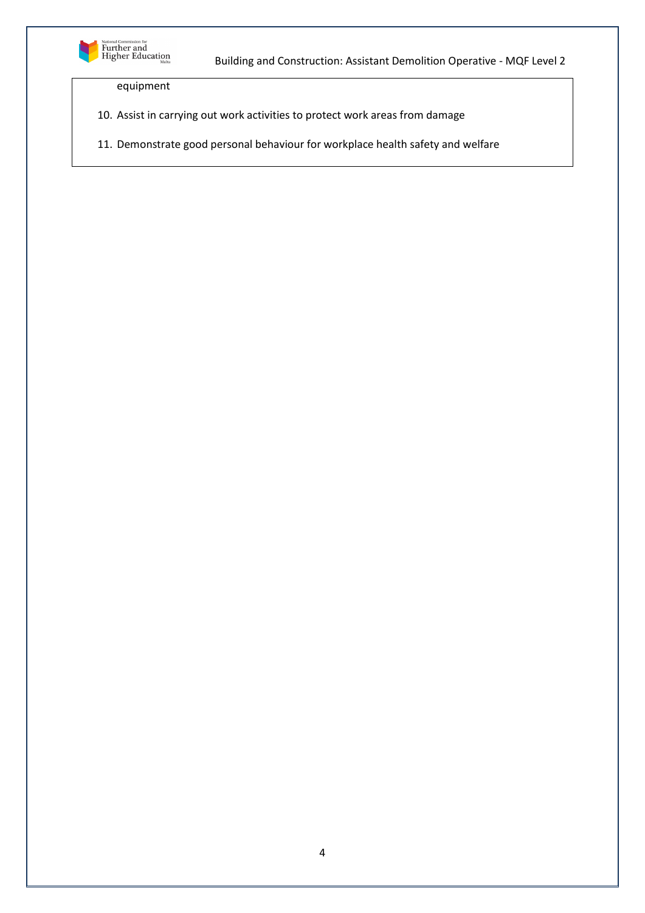equipment

10. Assist in carrying out work activities to protect work areas from damage
11. Demonstrate good personal behaviour for workplace health safety and welfare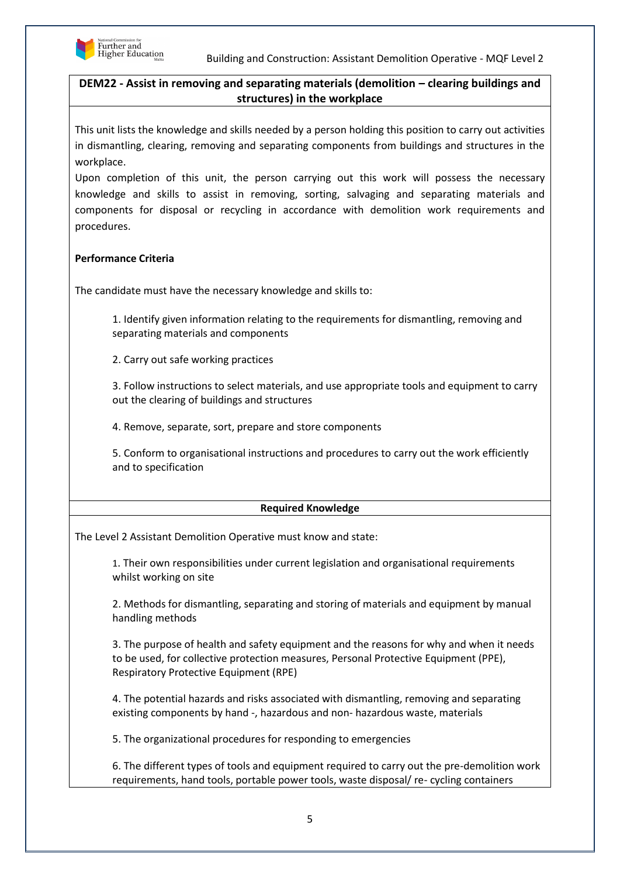## DEM22 - Assist in removing and separating materials (demolition – clearing buildings and structures) in the workplace

This unit lists the knowledge and skills needed by a person holding this position to carry out activities in dismantling, clearing, removing and separating components from buildings and structures in the workplace.

Upon completion of this unit, the person carrying out this work will possess the necessary knowledge and skills to assist in removing, sorting, salvaging and separating materials and components for disposal or recycling in accordance with demolition work requirements and procedures.

**Performance Criteria**

The candidate must have the necessary knowledge and skills to:

1. Identify given information relating to the requirements for dismantling, removing and separating materials and components
2. Carry out safe working practices
3. Follow instructions to select materials, and use appropriate tools and equipment to carry out the clearing of buildings and structures
4. Remove, separate, sort, prepare and store components
5. Conform to organisational instructions and procedures to carry out the work efficiently and to specification

**Required Knowledge**

The Level 2 Assistant Demolition Operative must know and state:

1. Their own responsibilities under current legislation and organisational requirements whilst working on site
2. Methods for dismantling, separating and storing of materials and equipment by manual handling methods
3. The purpose of health and safety equipment and the reasons for why and when it needs to be used, for collective protection measures, Personal Protective Equipment (PPE), Respiratory Protective Equipment (RPE)
4. The potential hazards and risks associated with dismantling, removing and separating existing components by hand -, hazardous and non- hazardous waste, materials
5. The organizational procedures for responding to emergencies
6. The different types of tools and equipment required to carry out the pre-demolition work requirements, hand tools, portable power tools, waste disposal/ re- cycling containers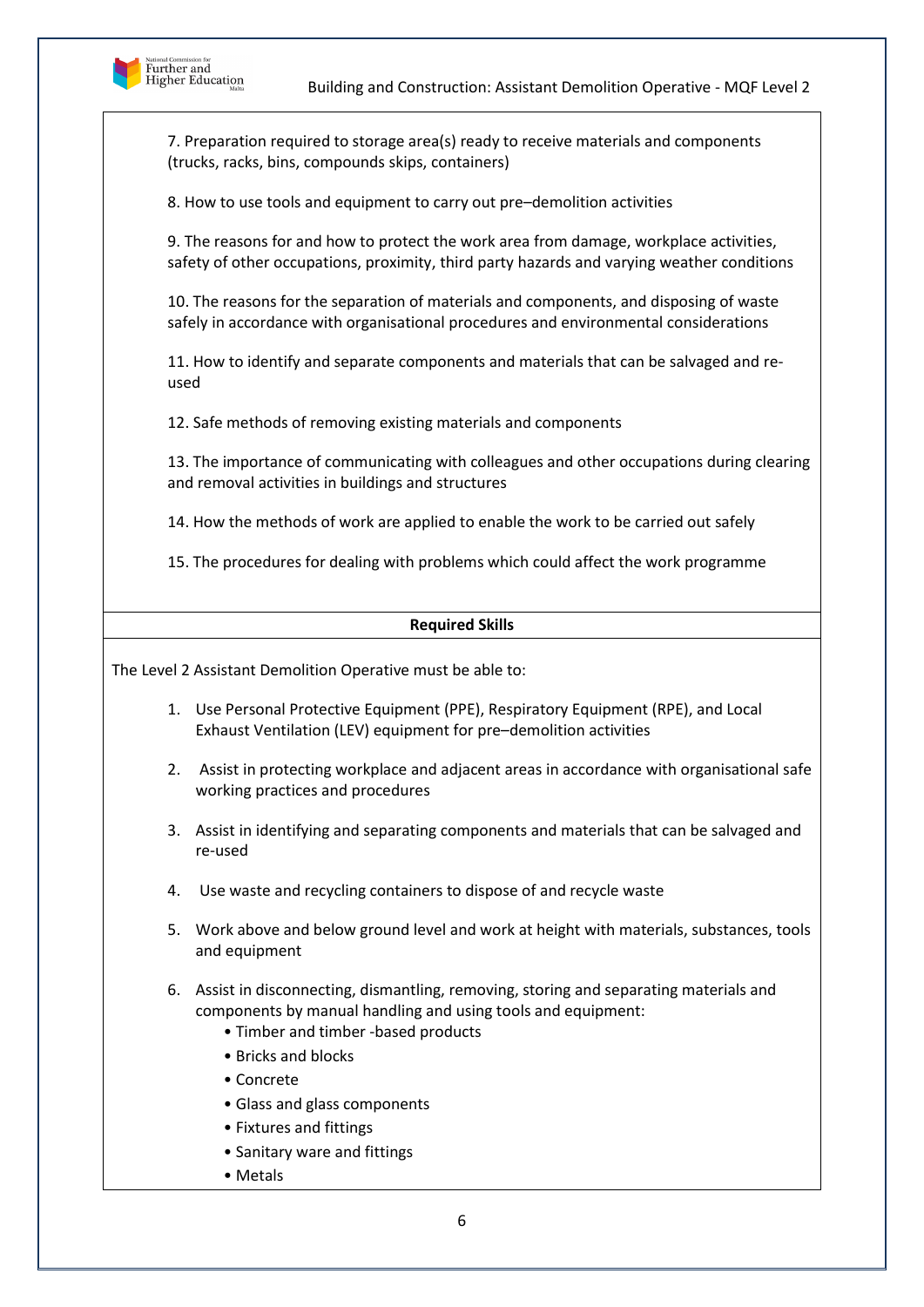7. Preparation required to storage area(s) ready to receive materials and components (trucks, racks, bins, compounds skips, containers)

8. How to use tools and equipment to carry out pre–demolition activities

9. The reasons for and how to protect the work area from damage, workplace activities, safety of other occupations, proximity, third party hazards and varying weather conditions

10. The reasons for the separation of materials and components, and disposing of waste safely in accordance with organisational procedures and environmental considerations

11. How to identify and separate components and materials that can be salvaged and re-used

12. Safe methods of removing existing materials and components

13. The importance of communicating with colleagues and other occupations during clearing and removal activities in buildings and structures

14. How the methods of work are applied to enable the work to be carried out safely

15. The procedures for dealing with problems which could affect the work programme

**Required Skills**

The Level 2 Assistant Demolition Operative must be able to:

1. Use Personal Protective Equipment (PPE), Respiratory Equipment (RPE), and Local Exhaust Ventilation (LEV) equipment for pre–demolition activities
2. Assist in protecting workplace and adjacent areas in accordance with organisational safe working practices and procedures
3. Assist in identifying and separating components and materials that can be salvaged and re-used
4. Use waste and recycling containers to dispose of and recycle waste
5. Work above and below ground level and work at height with materials, substances, tools and equipment
6. Assist in disconnecting, dismantling, removing, storing and separating materials and components by manual handling and using tools and equipment:
   - Timber and timber -based products
   - Bricks and blocks
   - Concrete
   - Glass and glass components
   - Fixtures and fittings
   - Sanitary ware and fittings
   - Metals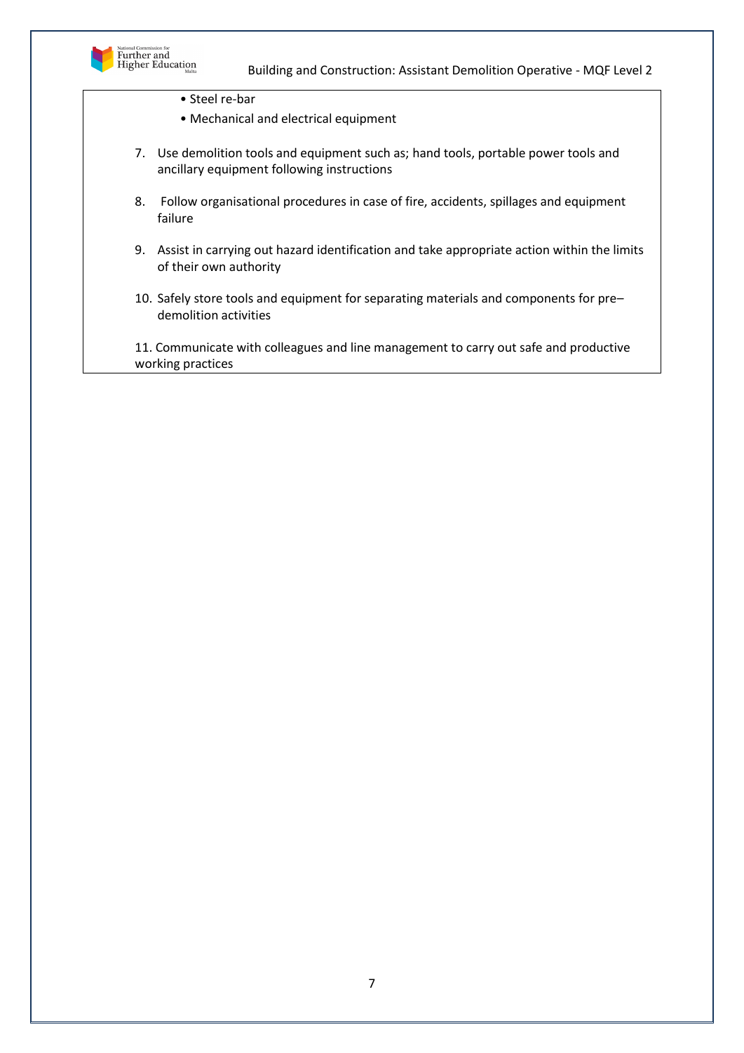- Steel re-bar
- Mechanical and electrical equipment

7. Use demolition tools and equipment such as; hand tools, portable power tools and ancillary equipment following instructions
8. Follow organisational procedures in case of fire, accidents, spillages and equipment failure
9. Assist in carrying out hazard identification and take appropriate action within the limits of their own authority
10. Safely store tools and equipment for separating materials and components for pre–demolition activities
11. Communicate with colleagues and line management to carry out safe and productive working practices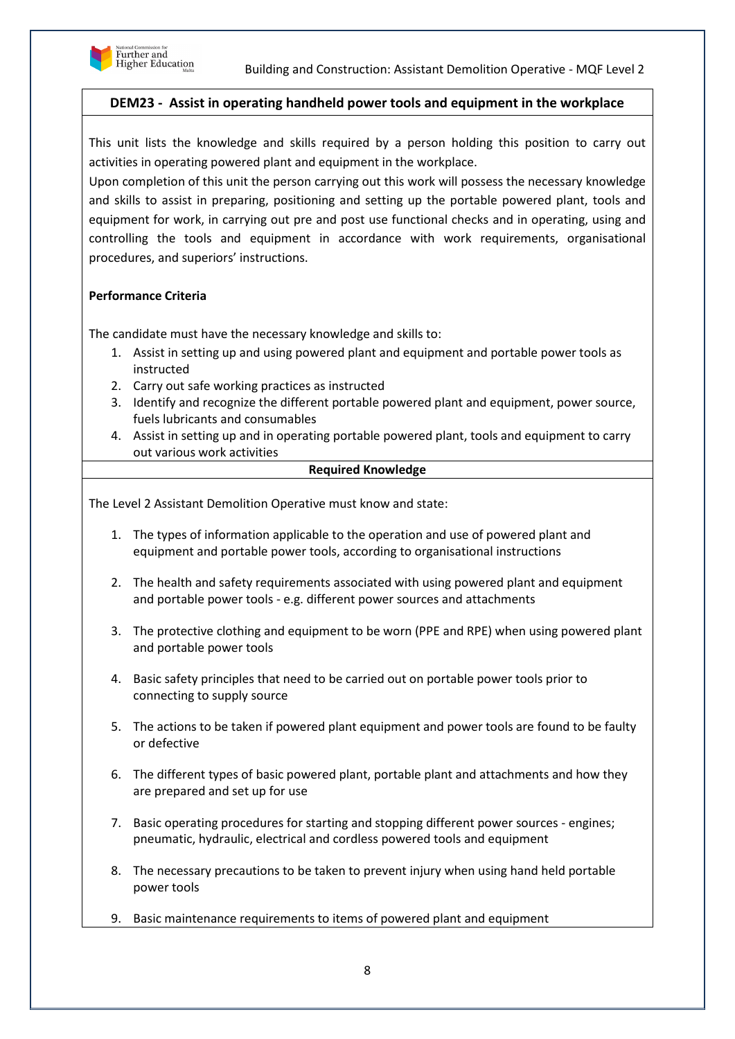## DEM23 - Assist in operating handheld power tools and equipment in the workplace

This unit lists the knowledge and skills required by a person holding this position to carry out activities in operating powered plant and equipment in the workplace.

Upon completion of this unit the person carrying out this work will possess the necessary knowledge and skills to assist in preparing, positioning and setting up the portable powered plant, tools and equipment for work, in carrying out pre and post use functional checks and in operating, using and controlling the tools and equipment in accordance with work requirements, organisational procedures, and superiors' instructions.

**Performance Criteria**

The candidate must have the necessary knowledge and skills to:

1. Assist in setting up and using powered plant and equipment and portable power tools as instructed
2. Carry out safe working practices as instructed
3. Identify and recognize the different portable powered plant and equipment, power source, fuels lubricants and consumables
4. Assist in setting up and in operating portable powered plant, tools and equipment to carry out various work activities

**Required Knowledge**

The Level 2 Assistant Demolition Operative must know and state:

1. The types of information applicable to the operation and use of powered plant and equipment and portable power tools, according to organisational instructions
2. The health and safety requirements associated with using powered plant and equipment and portable power tools - e.g. different power sources and attachments
3. The protective clothing and equipment to be worn (PPE and RPE) when using powered plant and portable power tools
4. Basic safety principles that need to be carried out on portable power tools prior to connecting to supply source
5. The actions to be taken if powered plant equipment and power tools are found to be faulty or defective
6. The different types of basic powered plant, portable plant and attachments and how they are prepared and set up for use
7. Basic operating procedures for starting and stopping different power sources - engines; pneumatic, hydraulic, electrical and cordless powered tools and equipment
8. The necessary precautions to be taken to prevent injury when using hand held portable power tools
9. Basic maintenance requirements to items of powered plant and equipment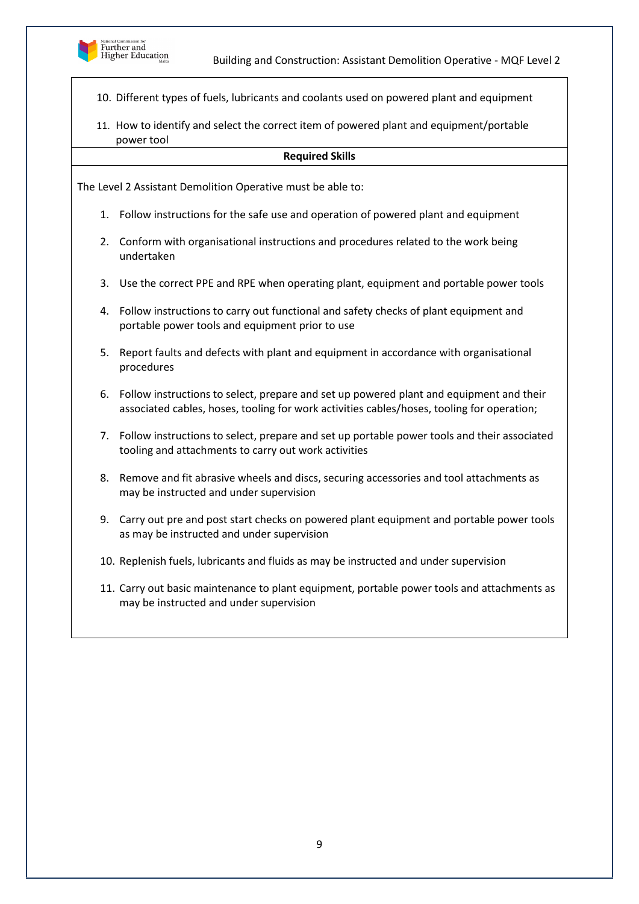10. Different types of fuels, lubricants and coolants used on powered plant and equipment

11. How to identify and select the correct item of powered plant and equipment/portable power tool

**Required Skills**

The Level 2 Assistant Demolition Operative must be able to:

1. Follow instructions for the safe use and operation of powered plant and equipment
2. Conform with organisational instructions and procedures related to the work being undertaken
3. Use the correct PPE and RPE when operating plant, equipment and portable power tools
4. Follow instructions to carry out functional and safety checks of plant equipment and portable power tools and equipment prior to use
5. Report faults and defects with plant and equipment in accordance with organisational procedures
6. Follow instructions to select, prepare and set up powered plant and equipment and their associated cables, hoses, tooling for work activities cables/hoses, tooling for operation;
7. Follow instructions to select, prepare and set up portable power tools and their associated tooling and attachments to carry out work activities
8. Remove and fit abrasive wheels and discs, securing accessories and tool attachments as may be instructed and under supervision
9. Carry out pre and post start checks on powered plant equipment and portable power tools as may be instructed and under supervision
10. Replenish fuels, lubricants and fluids as may be instructed and under supervision
11. Carry out basic maintenance to plant equipment, portable power tools and attachments as may be instructed and under supervision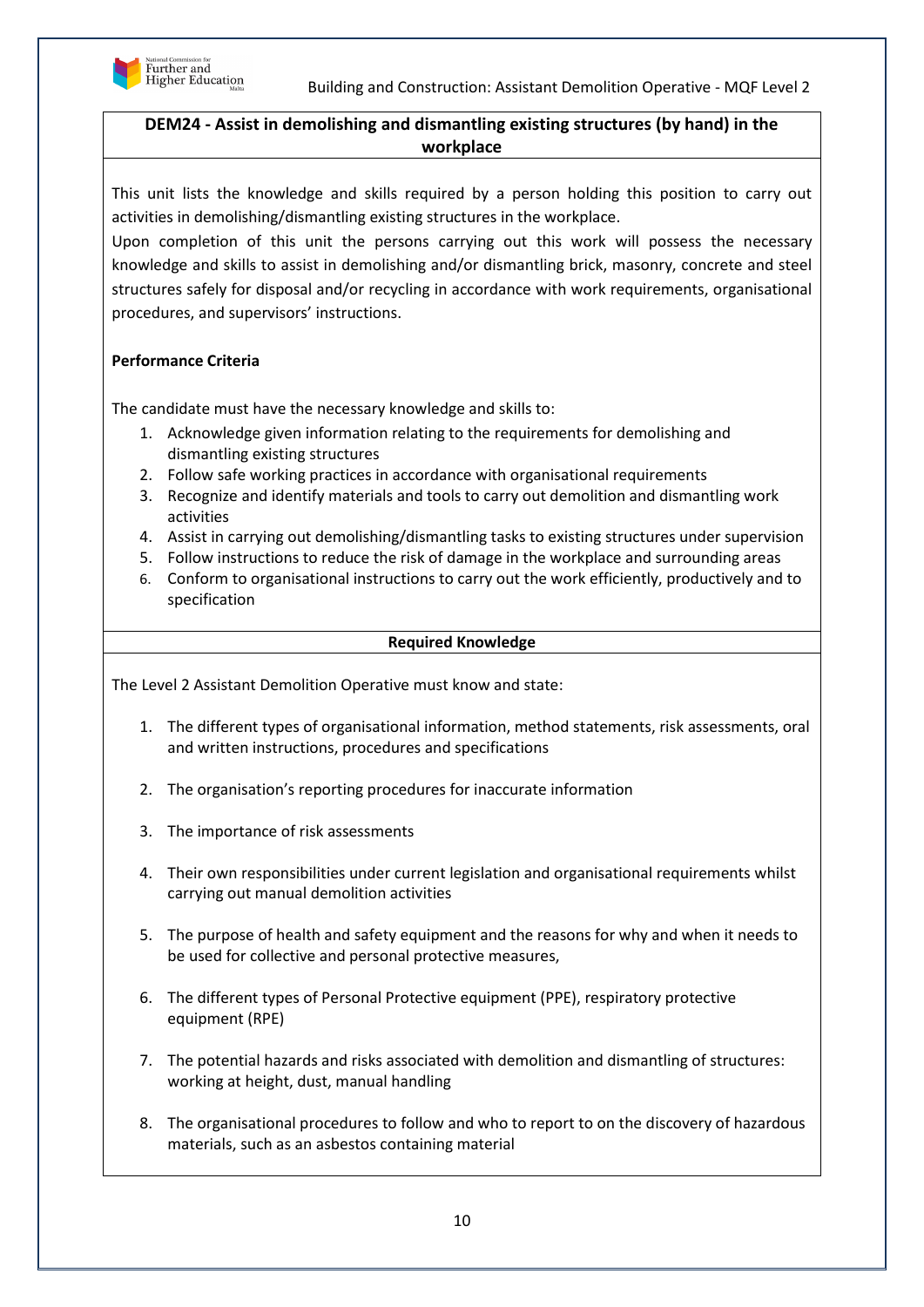## DEM24 - Assist in demolishing and dismantling existing structures (by hand) in the workplace

This unit lists the knowledge and skills required by a person holding this position to carry out activities in demolishing/dismantling existing structures in the workplace.
Upon completion of this unit the persons carrying out this work will possess the necessary knowledge and skills to assist in demolishing and/or dismantling brick, masonry, concrete and steel structures safely for disposal and/or recycling in accordance with work requirements, organisational procedures, and supervisors' instructions.

**Performance Criteria**

The candidate must have the necessary knowledge and skills to:

1. Acknowledge given information relating to the requirements for demolishing and dismantling existing structures
2. Follow safe working practices in accordance with organisational requirements
3. Recognize and identify materials and tools to carry out demolition and dismantling work activities
4. Assist in carrying out demolishing/dismantling tasks to existing structures under supervision
5. Follow instructions to reduce the risk of damage in the workplace and surrounding areas
6. Conform to organisational instructions to carry out the work efficiently, productively and to specification

**Required Knowledge**

The Level 2 Assistant Demolition Operative must know and state:

1. The different types of organisational information, method statements, risk assessments, oral and written instructions, procedures and specifications
2. The organisation's reporting procedures for inaccurate information
3. The importance of risk assessments
4. Their own responsibilities under current legislation and organisational requirements whilst carrying out manual demolition activities
5. The purpose of health and safety equipment and the reasons for why and when it needs to be used for collective and personal protective measures,
6. The different types of Personal Protective equipment (PPE), respiratory protective equipment (RPE)
7. The potential hazards and risks associated with demolition and dismantling of structures: working at height, dust, manual handling
8. The organisational procedures to follow and who to report to on the discovery of hazardous materials, such as an asbestos containing material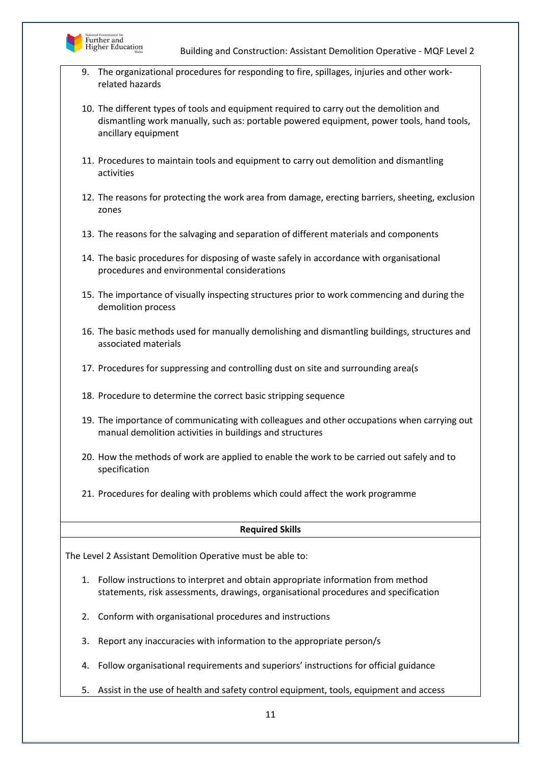9. The organizational procedures for responding to fire, spillages, injuries and other work-related hazards

10. The different types of tools and equipment required to carry out the demolition and dismantling work manually, such as: portable powered equipment, power tools, hand tools, ancillary equipment

11. Procedures to maintain tools and equipment to carry out demolition and dismantling activities

12. The reasons for protecting the work area from damage, erecting barriers, sheeting, exclusion zones

13. The reasons for the salvaging and separation of different materials and components

14. The basic procedures for disposing of waste safely in accordance with organisational procedures and environmental considerations

15. The importance of visually inspecting structures prior to work commencing and during the demolition process

16. The basic methods used for manually demolishing and dismantling buildings, structures and associated materials

17. Procedures for suppressing and controlling dust on site and surrounding area(s

18. Procedure to determine the correct basic stripping sequence

19. The importance of communicating with colleagues and other occupations when carrying out manual demolition activities in buildings and structures

20. How the methods of work are applied to enable the work to be carried out safely and to specification

21. Procedures for dealing with problems which could affect the work programme

**Required Skills**

The Level 2 Assistant Demolition Operative must be able to:

1. Follow instructions to interpret and obtain appropriate information from method statements, risk assessments, drawings, organisational procedures and specification

2. Conform with organisational procedures and instructions

3. Report any inaccuracies with information to the appropriate person/s

4. Follow organisational requirements and superiors' instructions for official guidance

5. Assist in the use of health and safety control equipment, tools, equipment and access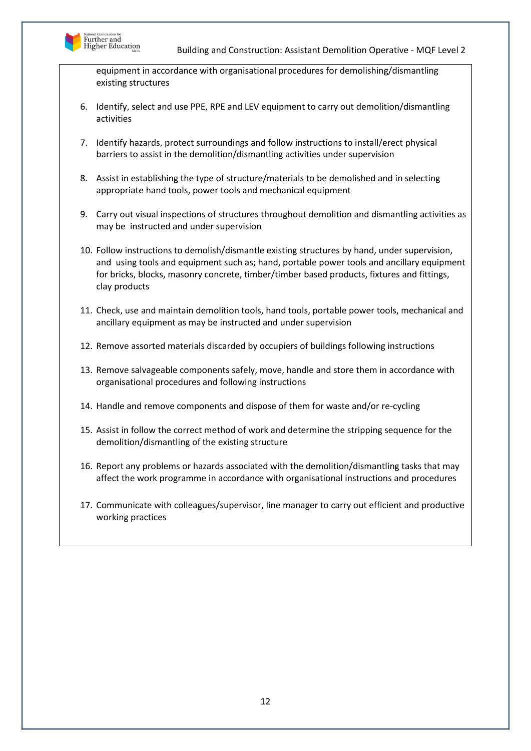equipment in accordance with organisational procedures for demolishing/dismantling existing structures

6. Identify, select and use PPE, RPE and LEV equipment to carry out demolition/dismantling activities

7. Identify hazards, protect surroundings and follow instructions to install/erect physical barriers to assist in the demolition/dismantling activities under supervision

8. Assist in establishing the type of structure/materials to be demolished and in selecting appropriate hand tools, power tools and mechanical equipment

9. Carry out visual inspections of structures throughout demolition and dismantling activities as may be instructed and under supervision

10. Follow instructions to demolish/dismantle existing structures by hand, under supervision, and using tools and equipment such as; hand, portable power tools and ancillary equipment for bricks, blocks, masonry concrete, timber/timber based products, fixtures and fittings, clay products

11. Check, use and maintain demolition tools, hand tools, portable power tools, mechanical and ancillary equipment as may be instructed and under supervision

12. Remove assorted materials discarded by occupiers of buildings following instructions

13. Remove salvageable components safely, move, handle and store them in accordance with organisational procedures and following instructions

14. Handle and remove components and dispose of them for waste and/or re-cycling

15. Assist in follow the correct method of work and determine the stripping sequence for the demolition/dismantling of the existing structure

16. Report any problems or hazards associated with the demolition/dismantling tasks that may affect the work programme in accordance with organisational instructions and procedures

17. Communicate with colleagues/supervisor, line manager to carry out efficient and productive working practices